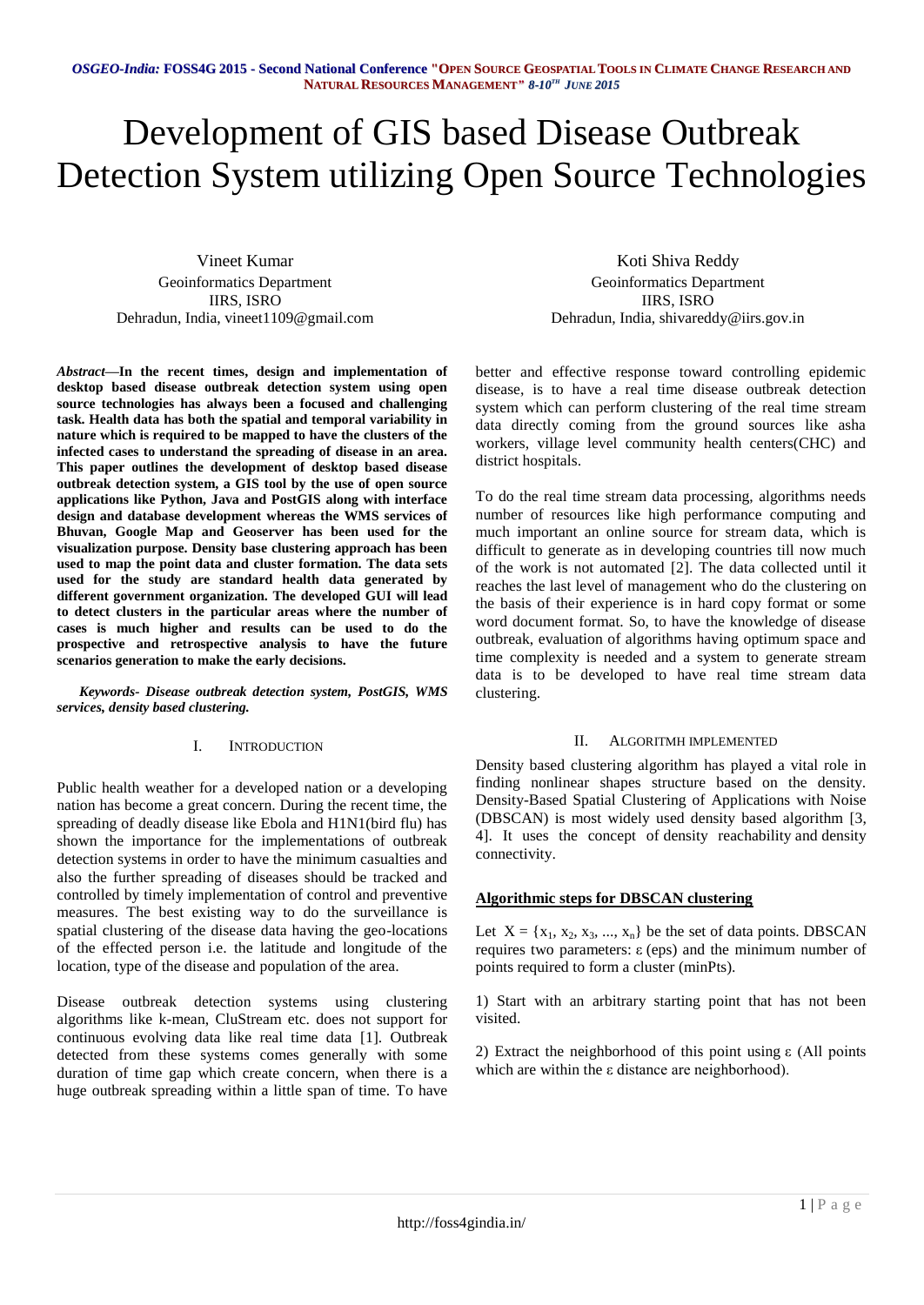# Development of GIS based Disease Outbreak Detection System utilizing Open Source Technologies

Vineet Kumar
Geoinformatics Department
IIRS, ISRO
Dehradun, India, vineet1109@gmail.com

Koti Shiva Reddy
Geoinformatics Department
IIRS, ISRO
Dehradun, India, shivareddy@iirs.gov.in

***Abstract*—In the recent times, design and implementation of desktop based disease outbreak detection system using open source technologies has always been a focused and challenging task. Health data has both the spatial and temporal variability in nature which is required to be mapped to have the clusters of the infected cases to understand the spreading of disease in an area. This paper outlines the development of desktop based disease outbreak detection system, a GIS tool by the use of open source applications like Python, Java and PostGIS along with interface design and database development whereas the WMS services of Bhuvan, Google Map and Geoserver has been used for the visualization purpose. Density base clustering approach has been used to map the point data and cluster formation. The data sets used for the study are standard health data generated by different government organization. The developed GUI will lead to detect clusters in the particular areas where the number of cases is much higher and results can be used to do the prospective and retrospective analysis to have the future scenarios generation to make the early decisions.**

***Keywords- Disease outbreak detection system, PostGIS, WMS services, density based clustering.***

## I. Introduction

Public health weather for a developed nation or a developing nation has become a great concern. During the recent time, the spreading of deadly disease like Ebola and H1N1(bird flu) has shown the importance for the implementations of outbreak detection systems in order to have the minimum casualties and also the further spreading of diseases should be tracked and controlled by timely implementation of control and preventive measures. The best existing way to do the surveillance is spatial clustering of the disease data having the geo-locations of the effected person i.e. the latitude and longitude of the location, type of the disease and population of the area.

Disease outbreak detection systems using clustering algorithms like k-mean, CluStream etc. does not support for continuous evolving data like real time data [1]. Outbreak detected from these systems comes generally with some duration of time gap which create concern, when there is a huge outbreak spreading within a little span of time. To have better and effective response toward controlling epidemic disease, is to have a real time disease outbreak detection system which can perform clustering of the real time stream data directly coming from the ground sources like asha workers, village level community health centers(CHC) and district hospitals.

To do the real time stream data processing, algorithms needs number of resources like high performance computing and much important an online source for stream data, which is difficult to generate as in developing countries till now much of the work is not automated [2]. The data collected until it reaches the last level of management who do the clustering on the basis of their experience is in hard copy format or some word document format. So, to have the knowledge of disease outbreak, evaluation of algorithms having optimum space and time complexity is needed and a system to generate stream data is to be developed to have real time stream data clustering.

## II. Algoritmh implemented

Density based clustering algorithm has played a vital role in finding nonlinear shapes structure based on the density. Density-Based Spatial Clustering of Applications with Noise (DBSCAN) is most widely used density based algorithm [3, 4]. It uses the concept of density reachability and density connectivity.

### Algorithmic steps for DBSCAN clustering

Let $X = \{x_1, x_2, x_3, ..., x_n\}$ be the set of data points. DBSCAN requires two parameters: ε (eps) and the minimum number of points required to form a cluster (minPts).

1) Start with an arbitrary starting point that has not been visited.

2) Extract the neighborhood of this point using ε (All points which are within the ε distance are neighborhood).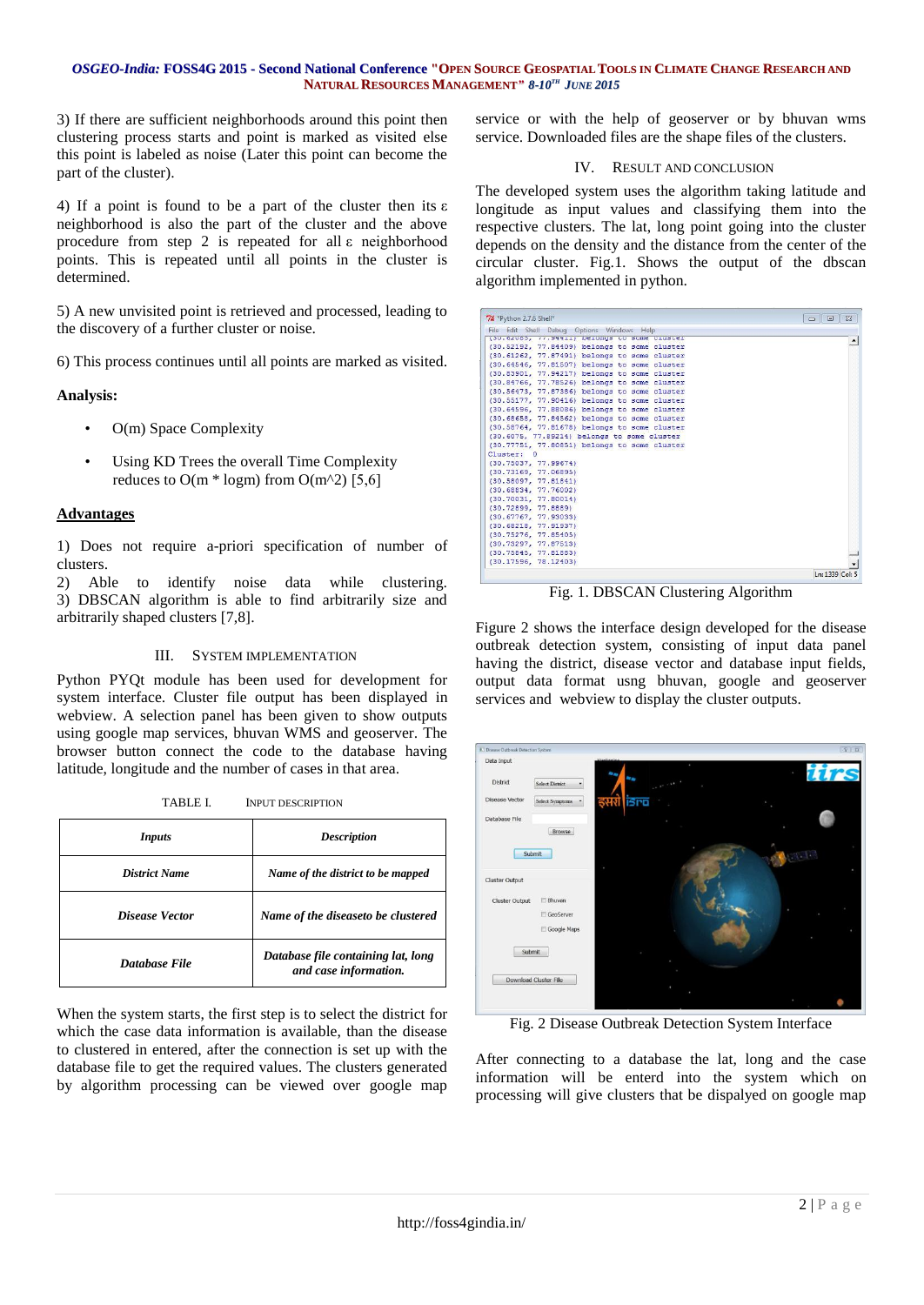3) If there are sufficient neighborhoods around this point then clustering process starts and point is marked as visited else this point is labeled as noise (Later this point can become the part of the cluster).

4) If a point is found to be a part of the cluster then its ε neighborhood is also the part of the cluster and the above procedure from step 2 is repeated for all ε neighborhood points. This is repeated until all points in the cluster is determined.

5) A new unvisited point is retrieved and processed, leading to the discovery of a further cluster or noise.

6) This process continues until all points are marked as visited.

**Analysis:**

- O(m) Space Complexity
- Using KD Trees the overall Time Complexity reduces to O(m * logm) from O(m^2) [5,6]

**Advantages**

1) Does not require a-priori specification of number of clusters.
2) Able to identify noise data while clustering.
3) DBSCAN algorithm is able to find arbitrarily size and arbitrarily shaped clusters [7,8].

## III. SYSTEM IMPLEMENTATION

Python PYQt module has been used for development for system interface. Cluster file output has been displayed in webview. A selection panel has been given to show outputs using google map services, bhuvan WMS and geoserver. The browser button connect the code to the database having latitude, longitude and the number of cases in that area.

TABLE I. INPUT DESCRIPTION

| *Inputs* | *Description* |
|---|---|
| ***District Name*** | ***Name of the district to be mapped*** |
| ***Disease Vector*** | ***Name of the diseaseto be clustered*** |
| ***Database File*** | ***Database file containing lat, long and case information.*** |

When the system starts, the first step is to select the district for which the case data information is available, than the disease to clustered in entered, after the connection is set up with the database file to get the required values. The clusters generated by algorithm processing can be viewed over google map service or with the help of geoserver or by bhuvan wms service. Downloaded files are the shape files of the clusters.

## IV. RESULT AND CONCLUSION

The developed system uses the algorithm taking latitude and longitude as input values and classifying them into the respective clusters. The lat, long point going into the cluster depends on the density and the distance from the center of the circular cluster. Fig.1. Shows the output of the dbscan algorithm implemented in python.

Fig. 1. DBSCAN Clustering Algorithm

Figure 2 shows the interface design developed for the disease outbreak detection system, consisting of input data panel having the district, disease vector and database input fields, output data format usng bhuvan, google and geoserver services and webview to display the cluster outputs.

Fig. 2 Disease Outbreak Detection System Interface

After connecting to a database the lat, long and the case information will be enterd into the system which on processing will give clusters that be dispalyed on google map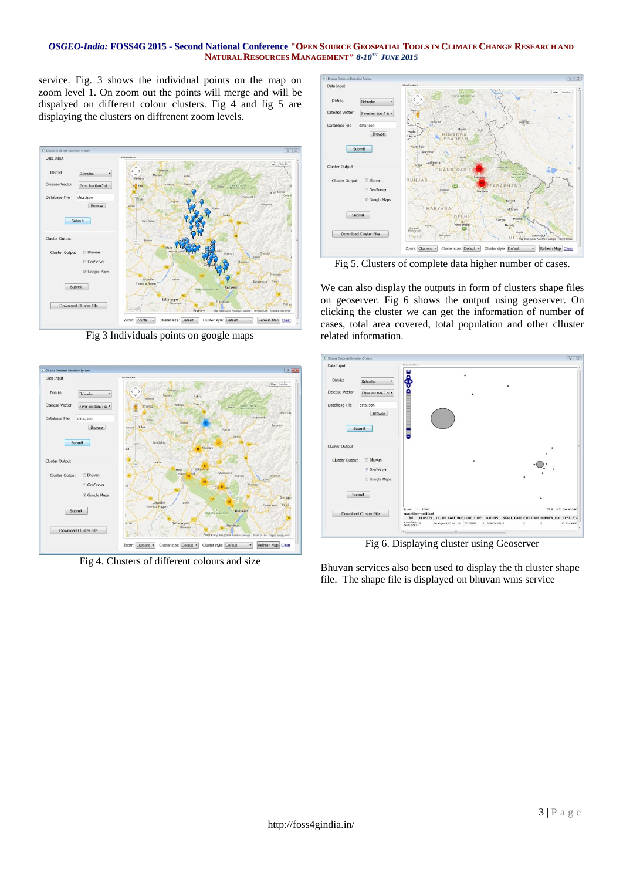service. Fig. 3 shows the individual points on the map on zoom level 1. On zoom out the points will merge and will be dispalyed on different colour clusters. Fig 4 and fig 5 are displaying the clusters on diffrenent zoom levels.

Fig 3 Individuals points on google maps

Fig 4. Clusters of different colours and size

Fig 5. Clusters of complete data higher number of cases.

We can also display the outputs in form of clusters shape files on geoserver. Fig 6 shows the output using geoserver. On clicking the cluster we can get the information of number of cases, total area covered, total population and other clluster related information.

Fig 6. Displaying cluster using Geoserver

Bhuvan services also been used to display the th cluster shape file. The shape file is displayed on bhuvan wms service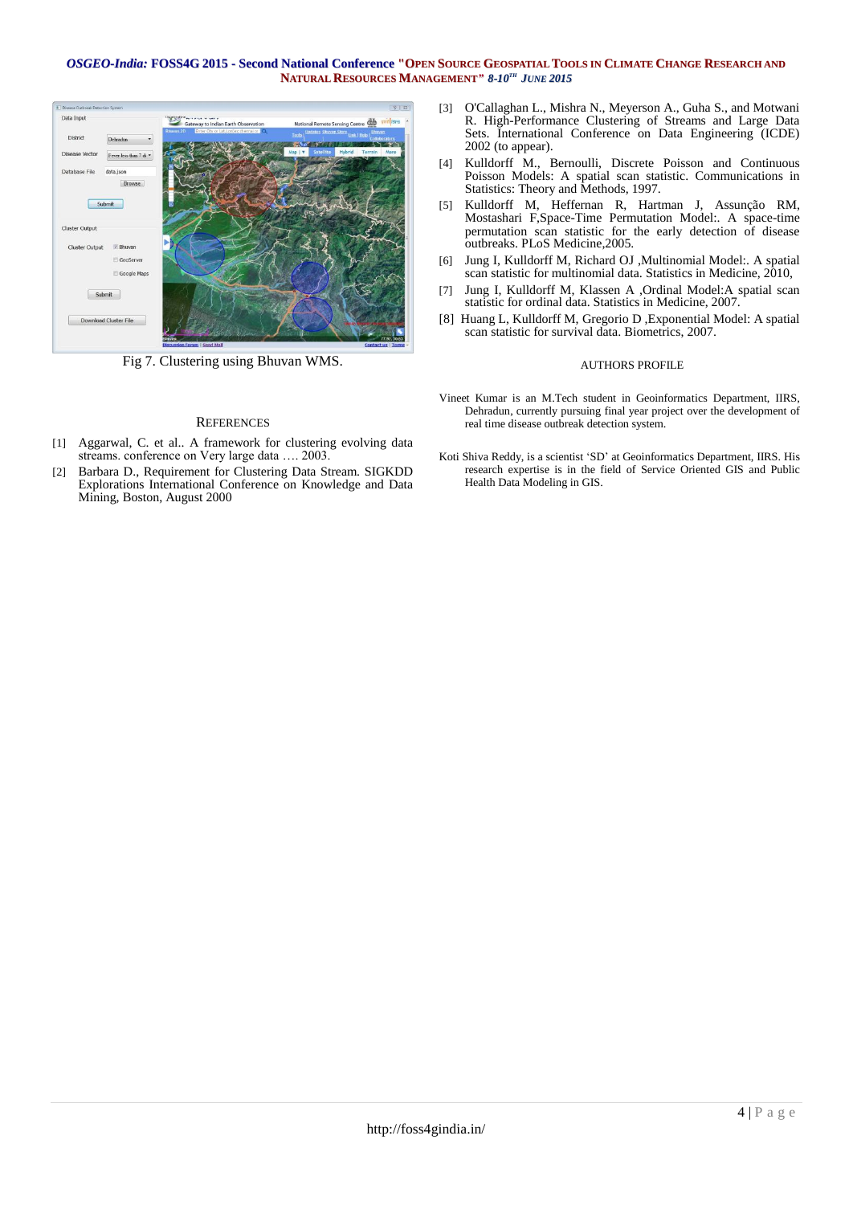Fig 7. Clustering using Bhuvan WMS.

## REFERENCES

[1] Aggarwal, C. et al.. A framework for clustering evolving data streams. conference on Very large data …. 2003.

[2] Barbara D., Requirement for Clustering Data Stream. SIGKDD Explorations International Conference on Knowledge and Data Mining, Boston, August 2000

[3] O'Callaghan L., Mishra N., Meyerson A., Guha S., and Motwani R. High-Performance Clustering of Streams and Large Data Sets. International Conference on Data Engineering (ICDE) 2002 (to appear).

[4] Kulldorff M., Bernoulli, Discrete Poisson and Continuous Poisson Models: A spatial scan statistic. Communications in Statistics: Theory and Methods, 1997.

[5] Kulldorff M, Heffernan R, Hartman J, Assunção RM, Mostashari F,Space-Time Permutation Model:. A space-time permutation scan statistic for the early detection of disease outbreaks. PLoS Medicine,2005.

[6] Jung I, Kulldorff M, Richard OJ ,Multinomial Model:. A spatial scan statistic for multinomial data. Statistics in Medicine, 2010,

[7] Jung I, Kulldorff M, Klassen A ,Ordinal Model:A spatial scan statistic for ordinal data. Statistics in Medicine, 2007.

[8] Huang L, Kulldorff M, Gregorio D ,Exponential Model: A spatial scan statistic for survival data. Biometrics, 2007.

## AUTHORS PROFILE

Vineet Kumar is an M.Tech student in Geoinformatics Department, IIRS, Dehradun, currently pursuing final year project over the development of real time disease outbreak detection system.

Koti Shiva Reddy, is a scientist 'SD' at Geoinformatics Department, IIRS. His research expertise is in the field of Service Oriented GIS and Public Health Data Modeling in GIS.